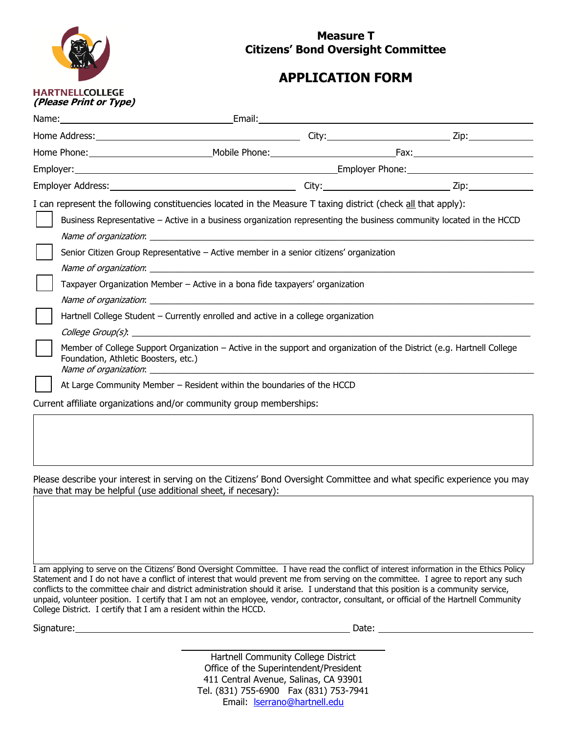HARTNELLCOLLEGE

# Measure T
# Citizens' Bond Oversight Committee

## APPLICATION FORM

***(Please Print or Type)***

Name: ______________________ Email: ______________________

Home Address: ______________________ City: ______________ Zip: ________

Home Phone: ______________ Mobile Phone: ______________ Fax: ______________

Employer: ______________________ Employer Phone: ______________

Employer Address: ______________________ City: ______________ Zip: ________

I can represent the following constituencies located in the Measure T taxing district (check all that apply):

- ☐ Business Representative – Active in a business organization representing the business community located in the HCCD
  *Name of organization*: ______________________
- ☐ Senior Citizen Group Representative – Active member in a senior citizens' organization
  *Name of organization*: ______________________
- ☐ Taxpayer Organization Member – Active in a bona fide taxpayers' organization
  *Name of organization*: ______________________
- ☐ Hartnell College Student – Currently enrolled and active in a college organization
  *College Group(s)*: ______________________
- ☐ Member of College Support Organization – Active in the support and organization of the District (e.g. Hartnell College Foundation, Athletic Boosters, etc.)
  *Name of organization*: ______________________
- ☐ At Large Community Member – Resident within the boundaries of the HCCD

Current affiliate organizations and/or community group memberships:

______________________

Please describe your interest in serving on the Citizens' Bond Oversight Committee and what specific experience you may have that may be helpful (use additional sheet, if necesary):

______________________

I am applying to serve on the Citizens' Bond Oversight Committee. I have read the conflict of interest information in the Ethics Policy Statement and I do not have a conflict of interest that would prevent me from serving on the committee. I agree to report any such conflicts to the committee chair and district administration should it arise. I understand that this position is a community service, unpaid, volunteer position. I certify that I am not an employee, vendor, contractor, consultant, or official of the Hartnell Community College District. I certify that I am a resident within the HCCD.

Signature: ______________________ Date: ______________

Hartnell Community College District
Office of the Superintendent/President
411 Central Avenue, Salinas, CA 93901
Tel. (831) 755-6900 Fax (831) 753-7941
Email: lserrano@hartnell.edu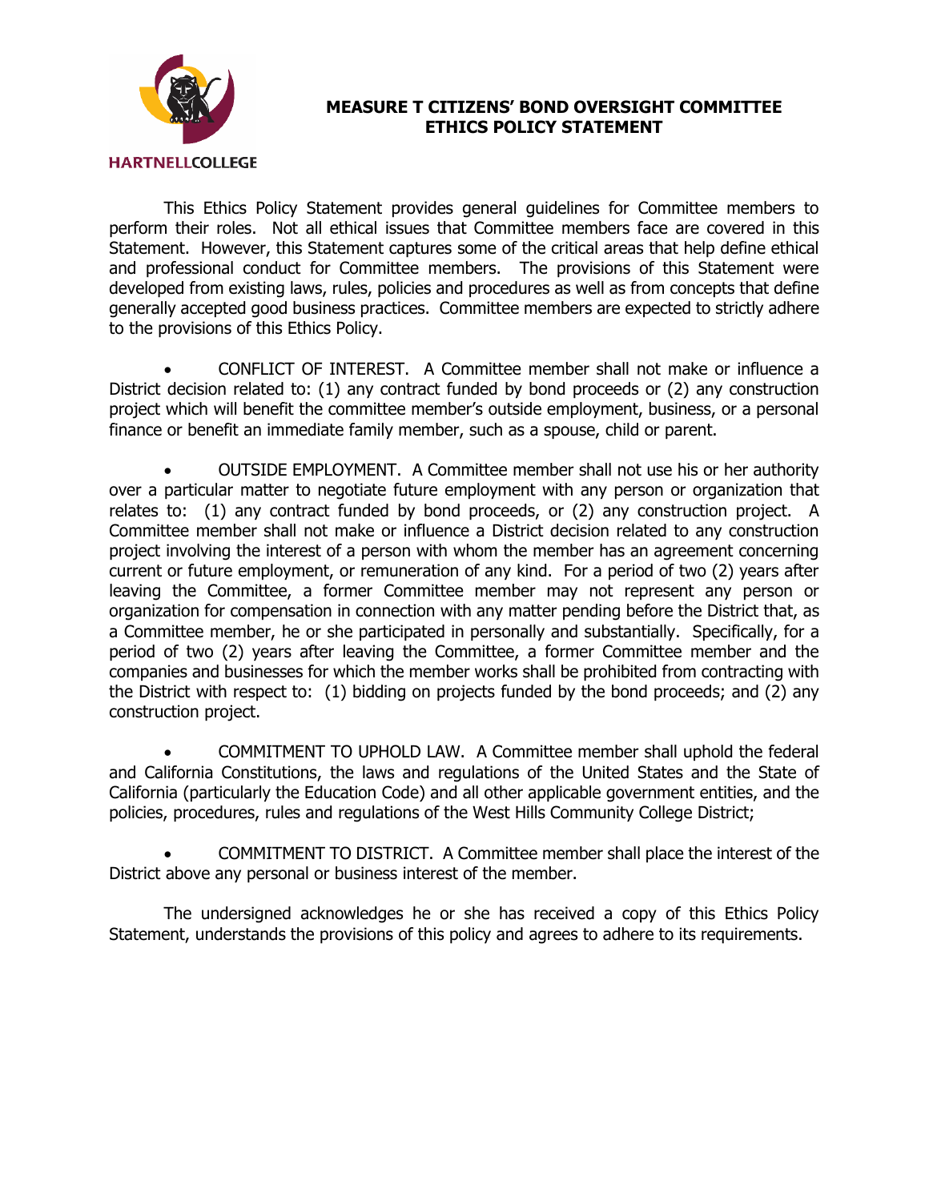HARTNELLCOLLEGE

# MEASURE T CITIZENS' BOND OVERSIGHT COMMITTEE ETHICS POLICY STATEMENT

This Ethics Policy Statement provides general guidelines for Committee members to perform their roles. Not all ethical issues that Committee members face are covered in this Statement. However, this Statement captures some of the critical areas that help define ethical and professional conduct for Committee members. The provisions of this Statement were developed from existing laws, rules, policies and procedures as well as from concepts that define generally accepted good business practices. Committee members are expected to strictly adhere to the provisions of this Ethics Policy.

- CONFLICT OF INTEREST. A Committee member shall not make or influence a District decision related to: (1) any contract funded by bond proceeds or (2) any construction project which will benefit the committee member's outside employment, business, or a personal finance or benefit an immediate family member, such as a spouse, child or parent.

- OUTSIDE EMPLOYMENT. A Committee member shall not use his or her authority over a particular matter to negotiate future employment with any person or organization that relates to: (1) any contract funded by bond proceeds, or (2) any construction project. A Committee member shall not make or influence a District decision related to any construction project involving the interest of a person with whom the member has an agreement concerning current or future employment, or remuneration of any kind. For a period of two (2) years after leaving the Committee, a former Committee member may not represent any person or organization for compensation in connection with any matter pending before the District that, as a Committee member, he or she participated in personally and substantially. Specifically, for a period of two (2) years after leaving the Committee, a former Committee member and the companies and businesses for which the member works shall be prohibited from contracting with the District with respect to: (1) bidding on projects funded by the bond proceeds; and (2) any construction project.

- COMMITMENT TO UPHOLD LAW. A Committee member shall uphold the federal and California Constitutions, the laws and regulations of the United States and the State of California (particularly the Education Code) and all other applicable government entities, and the policies, procedures, rules and regulations of the West Hills Community College District;

- COMMITMENT TO DISTRICT. A Committee member shall place the interest of the District above any personal or business interest of the member.

The undersigned acknowledges he or she has received a copy of this Ethics Policy Statement, understands the provisions of this policy and agrees to adhere to its requirements.